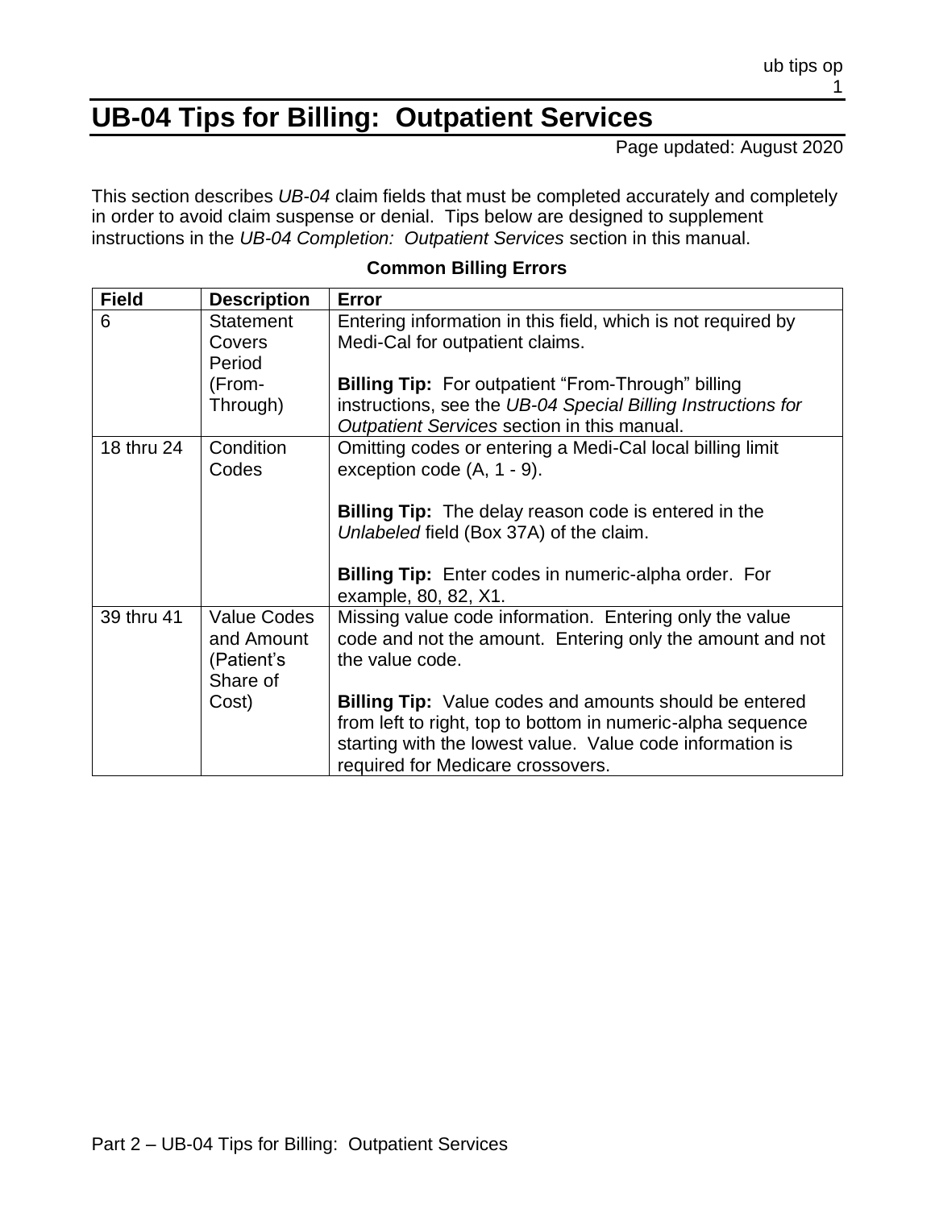# UB-04 Tips for Billing: Outpatient Services

Page updated: August 2020

This section describes *UB-04* claim fields that must be completed accurately and completely in order to avoid claim suspense or denial. Tips below are designed to supplement instructions in the *UB-04 Completion: Outpatient Services* section in this manual.

**Common Billing Errors**

| Field | Description | Error |
|---|---|---|
| 6 | Statement Covers Period (From-Through) | Entering information in this field, which is not required by Medi-Cal for outpatient claims.<br><br>**Billing Tip:** For outpatient "From-Through" billing instructions, see the *UB-04 Special Billing Instructions for Outpatient Services* section in this manual. |
| 18 thru 24 | Condition Codes | Omitting codes or entering a Medi-Cal local billing limit exception code (A, 1 - 9).<br><br>**Billing Tip:** The delay reason code is entered in the *Unlabeled* field (Box 37A) of the claim.<br><br>**Billing Tip:** Enter codes in numeric-alpha order. For example, 80, 82, X1. |
| 39 thru 41 | Value Codes and Amount (Patient's Share of Cost) | Missing value code information. Entering only the value code and not the amount. Entering only the amount and not the value code.<br><br>**Billing Tip:** Value codes and amounts should be entered from left to right, top to bottom in numeric-alpha sequence starting with the lowest value. Value code information is required for Medicare crossovers. |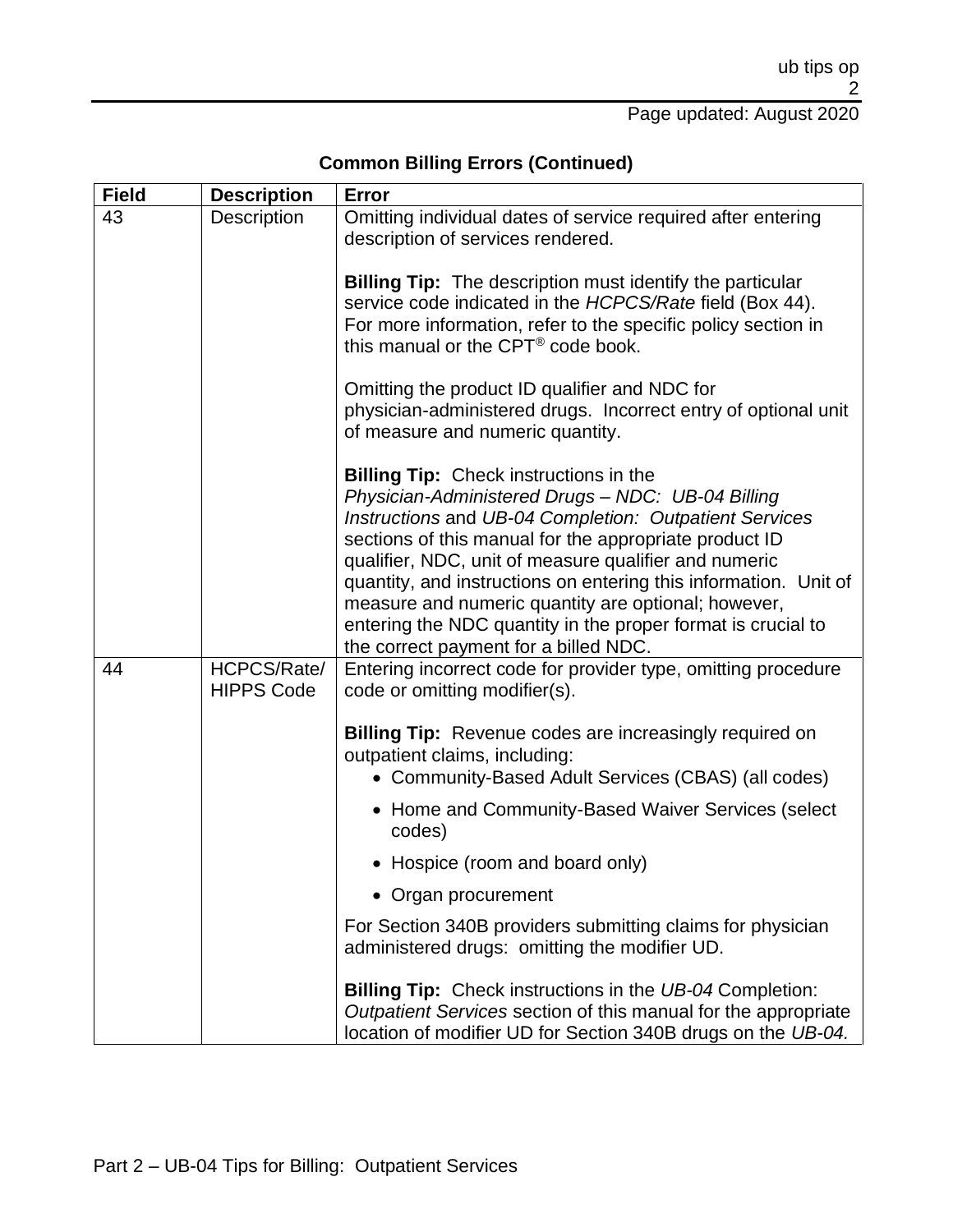**Common Billing Errors (Continued)**

| Field | Description | Error |
|---|---|---|
| 43 | Description | Omitting individual dates of service required after entering description of services rendered.<br><br>**Billing Tip:** The description must identify the particular service code indicated in the *HCPCS/Rate* field (Box 44). For more information, refer to the specific policy section in this manual or the CPT® code book.<br><br>Omitting the product ID qualifier and NDC for physician-administered drugs. Incorrect entry of optional unit of measure and numeric quantity.<br><br>**Billing Tip:** Check instructions in the *Physician-Administered Drugs – NDC: UB-04 Billing Instructions* and *UB-04 Completion: Outpatient Services* sections of this manual for the appropriate product ID qualifier, NDC, unit of measure qualifier and numeric quantity, and instructions on entering this information. Unit of measure and numeric quantity are optional; however, entering the NDC quantity in the proper format is crucial to the correct payment for a billed NDC. |
| 44 | HCPCS/Rate/ HIPPS Code | Entering incorrect code for provider type, omitting procedure code or omitting modifier(s).<br><br>**Billing Tip:** Revenue codes are increasingly required on outpatient claims, including:<br>• Community-Based Adult Services (CBAS) (all codes)<br>• Home and Community-Based Waiver Services (select codes)<br>• Hospice (room and board only)<br>• Organ procurement<br><br>For Section 340B providers submitting claims for physician administered drugs: omitting the modifier UD.<br><br>**Billing Tip:** Check instructions in the *UB-04* Completion: *Outpatient Services* section of this manual for the appropriate location of modifier UD for Section 340B drugs on the *UB-04.* |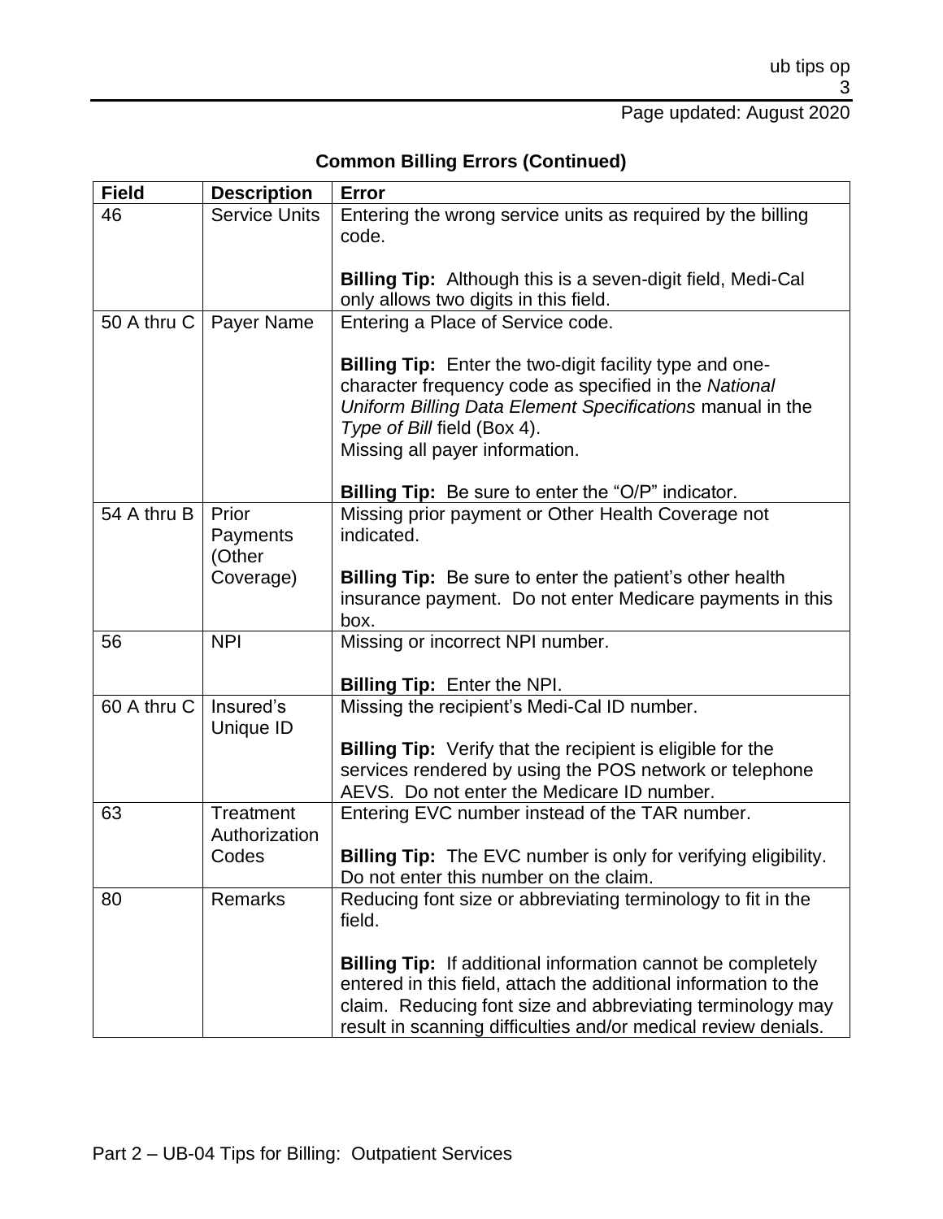## Common Billing Errors (Continued)

| Field | Description | Error |
|---|---|---|
| 46 | Service Units | Entering the wrong service units as required by the billing code.<br><br>**Billing Tip:** Although this is a seven-digit field, Medi-Cal only allows two digits in this field. |
| 50 A thru C | Payer Name | Entering a Place of Service code.<br><br>**Billing Tip:** Enter the two-digit facility type and one-character frequency code as specified in the *National Uniform Billing Data Element Specifications* manual in the *Type of Bill* field (Box 4).<br>Missing all payer information.<br><br>**Billing Tip:** Be sure to enter the "O/P" indicator. |
| 54 A thru B | Prior Payments (Other Coverage) | Missing prior payment or Other Health Coverage not indicated.<br><br>**Billing Tip:** Be sure to enter the patient's other health insurance payment. Do not enter Medicare payments in this box. |
| 56 | NPI | Missing or incorrect NPI number.<br><br>**Billing Tip:** Enter the NPI. |
| 60 A thru C | Insured's Unique ID | Missing the recipient's Medi-Cal ID number.<br><br>**Billing Tip:** Verify that the recipient is eligible for the services rendered by using the POS network or telephone AEVS. Do not enter the Medicare ID number. |
| 63 | Treatment Authorization Codes | Entering EVC number instead of the TAR number.<br><br>**Billing Tip:** The EVC number is only for verifying eligibility. Do not enter this number on the claim. |
| 80 | Remarks | Reducing font size or abbreviating terminology to fit in the field.<br><br>**Billing Tip:** If additional information cannot be completely entered in this field, attach the additional information to the claim. Reducing font size and abbreviating terminology may result in scanning difficulties and/or medical review denials. |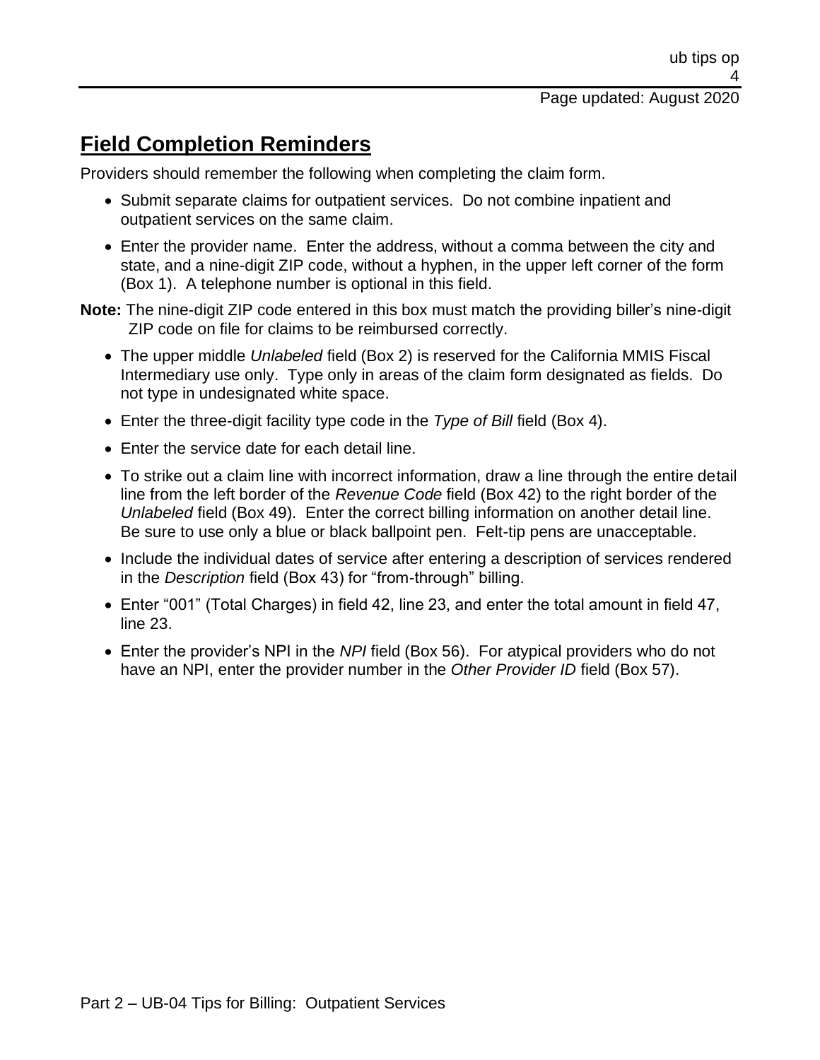## Field Completion Reminders

Providers should remember the following when completing the claim form.

- Submit separate claims for outpatient services. Do not combine inpatient and outpatient services on the same claim.
- Enter the provider name. Enter the address, without a comma between the city and state, and a nine-digit ZIP code, without a hyphen, in the upper left corner of the form (Box 1). A telephone number is optional in this field.

**Note:** The nine-digit ZIP code entered in this box must match the providing biller's nine-digit ZIP code on file for claims to be reimbursed correctly.

- The upper middle *Unlabeled* field (Box 2) is reserved for the California MMIS Fiscal Intermediary use only. Type only in areas of the claim form designated as fields. Do not type in undesignated white space.
- Enter the three-digit facility type code in the *Type of Bill* field (Box 4).
- Enter the service date for each detail line.
- To strike out a claim line with incorrect information, draw a line through the entire detail line from the left border of the *Revenue Code* field (Box 42) to the right border of the *Unlabeled* field (Box 49). Enter the correct billing information on another detail line. Be sure to use only a blue or black ballpoint pen. Felt-tip pens are unacceptable.
- Include the individual dates of service after entering a description of services rendered in the *Description* field (Box 43) for "from-through" billing.
- Enter "001" (Total Charges) in field 42, line 23, and enter the total amount in field 47, line 23.
- Enter the provider's NPI in the *NPI* field (Box 56). For atypical providers who do not have an NPI, enter the provider number in the *Other Provider ID* field (Box 57).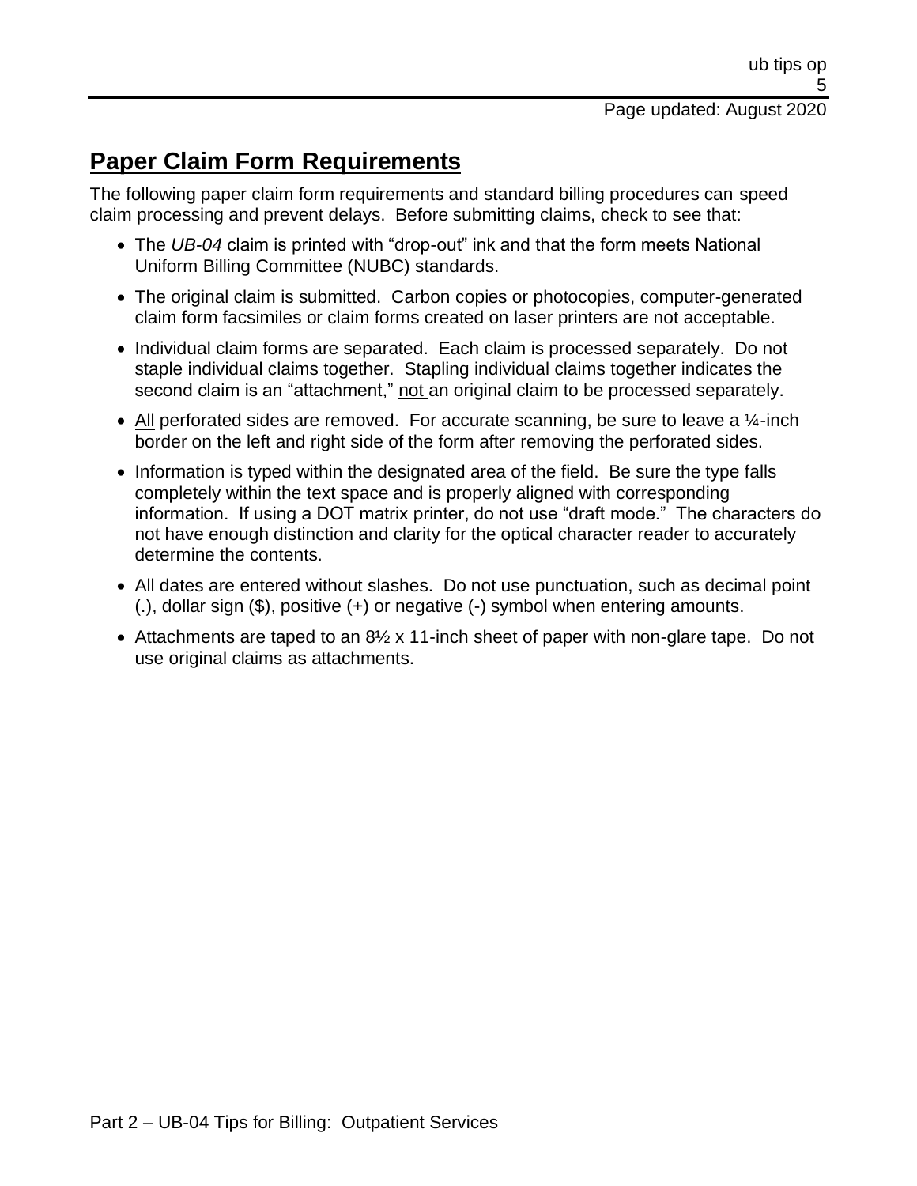## Paper Claim Form Requirements

The following paper claim form requirements and standard billing procedures can speed claim processing and prevent delays. Before submitting claims, check to see that:

- The *UB-04* claim is printed with "drop-out" ink and that the form meets National Uniform Billing Committee (NUBC) standards.
- The original claim is submitted. Carbon copies or photocopies, computer-generated claim form facsimiles or claim forms created on laser printers are not acceptable.
- Individual claim forms are separated. Each claim is processed separately. Do not staple individual claims together. Stapling individual claims together indicates the second claim is an "attachment," not an original claim to be processed separately.
- All perforated sides are removed. For accurate scanning, be sure to leave a ¼-inch border on the left and right side of the form after removing the perforated sides.
- Information is typed within the designated area of the field. Be sure the type falls completely within the text space and is properly aligned with corresponding information. If using a DOT matrix printer, do not use "draft mode." The characters do not have enough distinction and clarity for the optical character reader to accurately determine the contents.
- All dates are entered without slashes. Do not use punctuation, such as decimal point (.), dollar sign ($), positive (+) or negative (-) symbol when entering amounts.
- Attachments are taped to an 8½ x 11-inch sheet of paper with non-glare tape. Do not use original claims as attachments.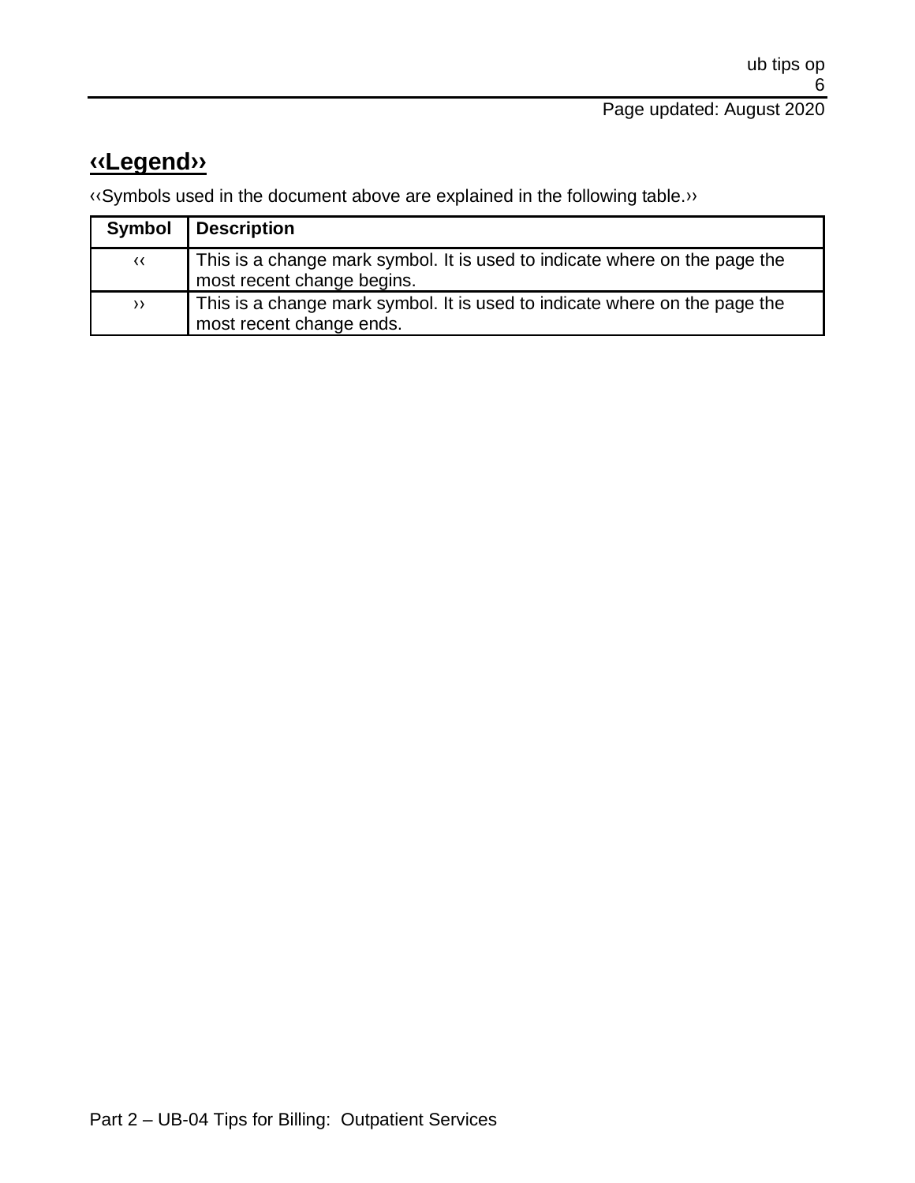## ‹‹Legend››

‹‹Symbols used in the document above are explained in the following table.››

| Symbol | Description |
| --- | --- |
| ‹‹ | This is a change mark symbol. It is used to indicate where on the page the most recent change begins. |
| ›› | This is a change mark symbol. It is used to indicate where on the page the most recent change ends. |